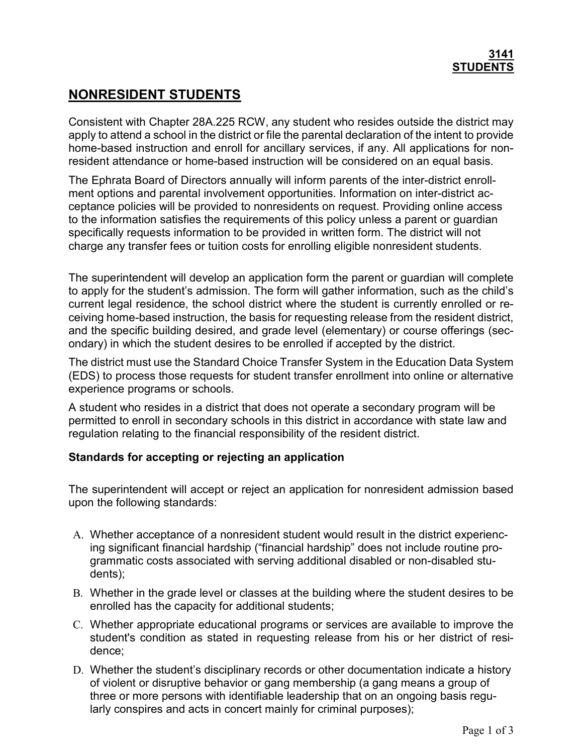**3141**
**STUDENTS**

# NONRESIDENT STUDENTS

Consistent with Chapter 28A.225 RCW, any student who resides outside the district may apply to attend a school in the district or file the parental declaration of the intent to provide home-based instruction and enroll for ancillary services, if any. All applications for non-resident attendance or home-based instruction will be considered on an equal basis.

The Ephrata Board of Directors annually will inform parents of the inter-district enrollment options and parental involvement opportunities. Information on inter-district acceptance policies will be provided to nonresidents on request. Providing online access to the information satisfies the requirements of this policy unless a parent or guardian specifically requests information to be provided in written form. The district will not charge any transfer fees or tuition costs for enrolling eligible nonresident students.

The superintendent will develop an application form the parent or guardian will complete to apply for the student's admission. The form will gather information, such as the child's current legal residence, the school district where the student is currently enrolled or receiving home-based instruction, the basis for requesting release from the resident district, and the specific building desired, and grade level (elementary) or course offerings (secondary) in which the student desires to be enrolled if accepted by the district.

The district must use the Standard Choice Transfer System in the Education Data System (EDS) to process those requests for student transfer enrollment into online or alternative experience programs or schools.

A student who resides in a district that does not operate a secondary program will be permitted to enroll in secondary schools in this district in accordance with state law and regulation relating to the financial responsibility of the resident district.

### Standards for accepting or rejecting an application

The superintendent will accept or reject an application for nonresident admission based upon the following standards:

A. Whether acceptance of a nonresident student would result in the district experiencing significant financial hardship ("financial hardship" does not include routine programmatic costs associated with serving additional disabled or non-disabled students);

B. Whether in the grade level or classes at the building where the student desires to be enrolled has the capacity for additional students;

C. Whether appropriate educational programs or services are available to improve the student's condition as stated in requesting release from his or her district of residence;

D. Whether the student's disciplinary records or other documentation indicate a history of violent or disruptive behavior or gang membership (a gang means a group of three or more persons with identifiable leadership that on an ongoing basis regularly conspires and acts in concert mainly for criminal purposes);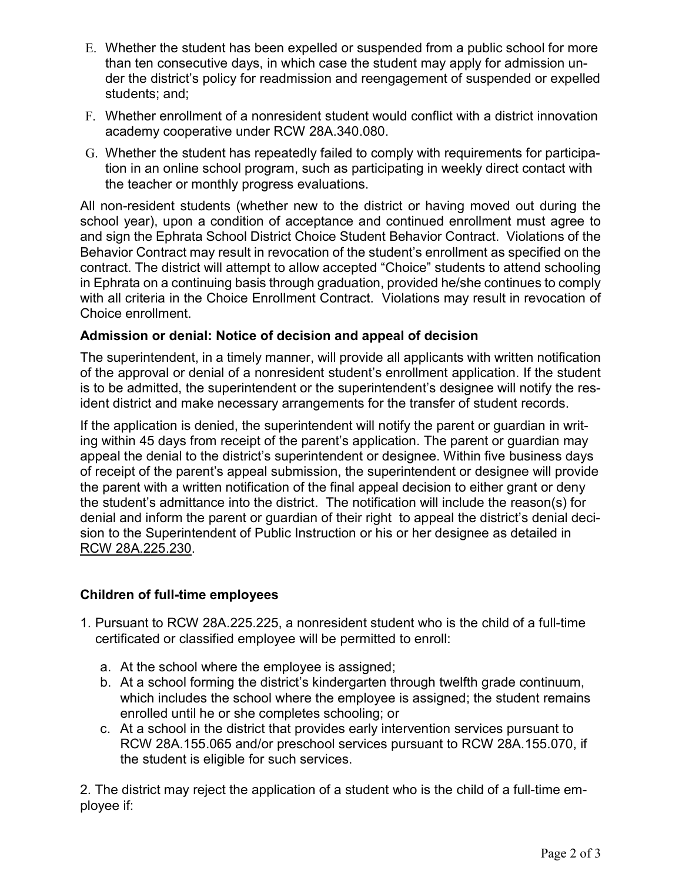E. Whether the student has been expelled or suspended from a public school for more than ten consecutive days, in which case the student may apply for admission under the district's policy for readmission and reengagement of suspended or expelled students; and;

F. Whether enrollment of a nonresident student would conflict with a district innovation academy cooperative under RCW 28A.340.080.

G. Whether the student has repeatedly failed to comply with requirements for participation in an online school program, such as participating in weekly direct contact with the teacher or monthly progress evaluations.

All non-resident students (whether new to the district or having moved out during the school year), upon a condition of acceptance and continued enrollment must agree to and sign the Ephrata School District Choice Student Behavior Contract. Violations of the Behavior Contract may result in revocation of the student's enrollment as specified on the contract. The district will attempt to allow accepted "Choice" students to attend schooling in Ephrata on a continuing basis through graduation, provided he/she continues to comply with all criteria in the Choice Enrollment Contract. Violations may result in revocation of Choice enrollment.

**Admission or denial: Notice of decision and appeal of decision**

The superintendent, in a timely manner, will provide all applicants with written notification of the approval or denial of a nonresident student's enrollment application. If the student is to be admitted, the superintendent or the superintendent's designee will notify the resident district and make necessary arrangements for the transfer of student records.

If the application is denied, the superintendent will notify the parent or guardian in writing within 45 days from receipt of the parent's application. The parent or guardian may appeal the denial to the district's superintendent or designee. Within five business days of receipt of the parent's appeal submission, the superintendent or designee will provide the parent with a written notification of the final appeal decision to either grant or deny the student's admittance into the district. The notification will include the reason(s) for denial and inform the parent or guardian of their right to appeal the district's denial decision to the Superintendent of Public Instruction or his or her designee as detailed in RCW 28A.225.230.

**Children of full-time employees**

1. Pursuant to RCW 28A.225.225, a nonresident student who is the child of a full-time certificated or classified employee will be permitted to enroll:
   a. At the school where the employee is assigned;
   b. At a school forming the district's kindergarten through twelfth grade continuum, which includes the school where the employee is assigned; the student remains enrolled until he or she completes schooling; or
   c. At a school in the district that provides early intervention services pursuant to RCW 28A.155.065 and/or preschool services pursuant to RCW 28A.155.070, if the student is eligible for such services.

2. The district may reject the application of a student who is the child of a full-time employee if: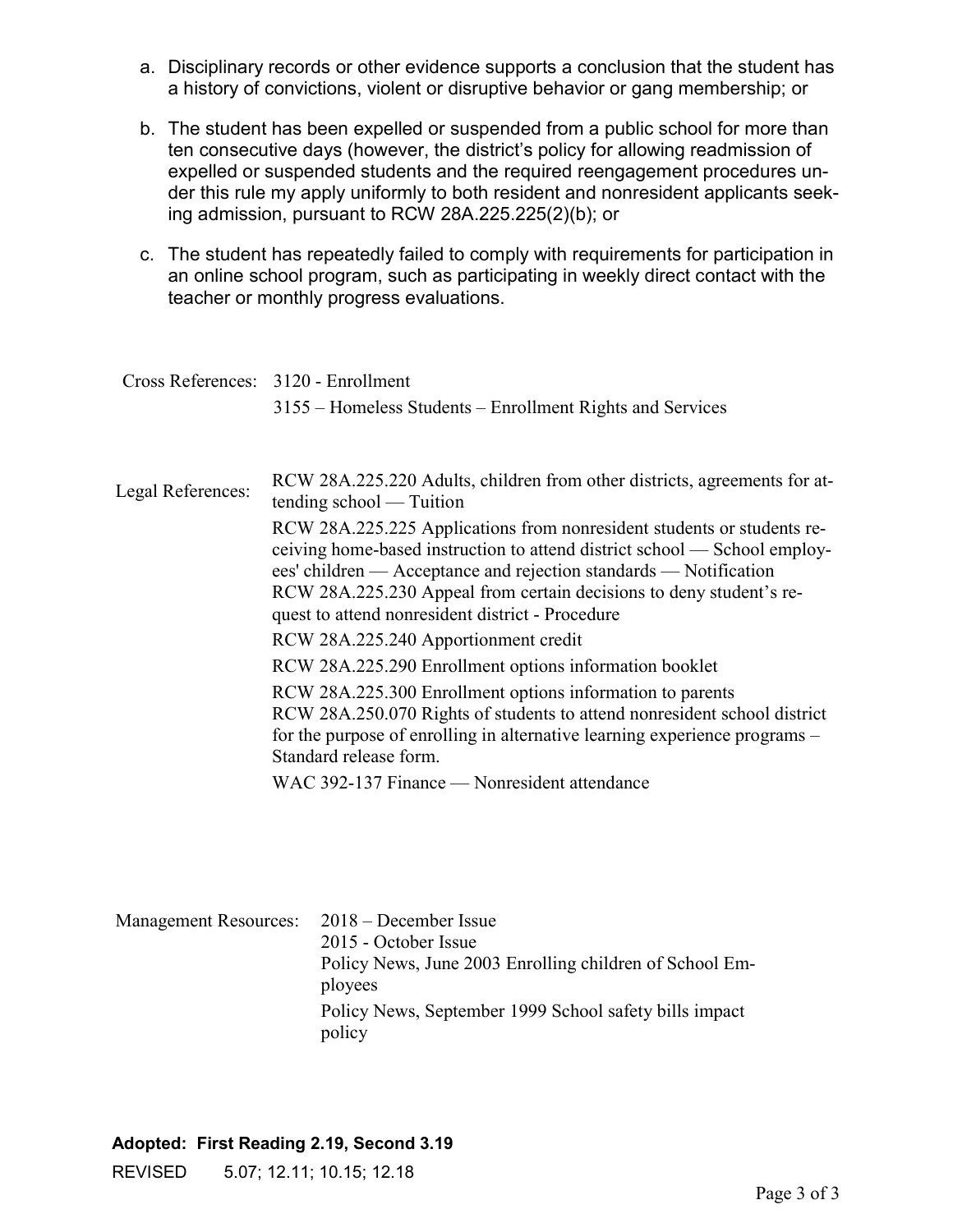a. Disciplinary records or other evidence supports a conclusion that the student has a history of convictions, violent or disruptive behavior or gang membership; or

b. The student has been expelled or suspended from a public school for more than ten consecutive days (however, the district's policy for allowing readmission of expelled or suspended students and the required reengagement procedures under this rule my apply uniformly to both resident and nonresident applicants seeking admission, pursuant to RCW 28A.225.225(2)(b); or

c. The student has repeatedly failed to comply with requirements for participation in an online school program, such as participating in weekly direct contact with the teacher or monthly progress evaluations.

| | |
|---|---|
| Cross References: | 3120 - Enrollment<br>3155 – Homeless Students – Enrollment Rights and Services |
| Legal References: | RCW 28A.225.220 Adults, children from other districts, agreements for attending school — Tuition<br>RCW 28A.225.225 Applications from nonresident students or students receiving home-based instruction to attend district school — School employees' children — Acceptance and rejection standards — Notification<br>RCW 28A.225.230 Appeal from certain decisions to deny student's request to attend nonresident district - Procedure<br>RCW 28A.225.240 Apportionment credit<br>RCW 28A.225.290 Enrollment options information booklet<br>RCW 28A.225.300 Enrollment options information to parents<br>RCW 28A.250.070 Rights of students to attend nonresident school district for the purpose of enrolling in alternative learning experience programs – Standard release form.<br>WAC 392-137 Finance — Nonresident attendance |
| Management Resources: | 2018 – December Issue<br>2015 - October Issue<br>Policy News, June 2003 Enrolling children of School Employees<br>Policy News, September 1999 School safety bills impact policy |

**Adopted: First Reading 2.19, Second 3.19**

REVISED 5.07; 12.11; 10.15; 12.18